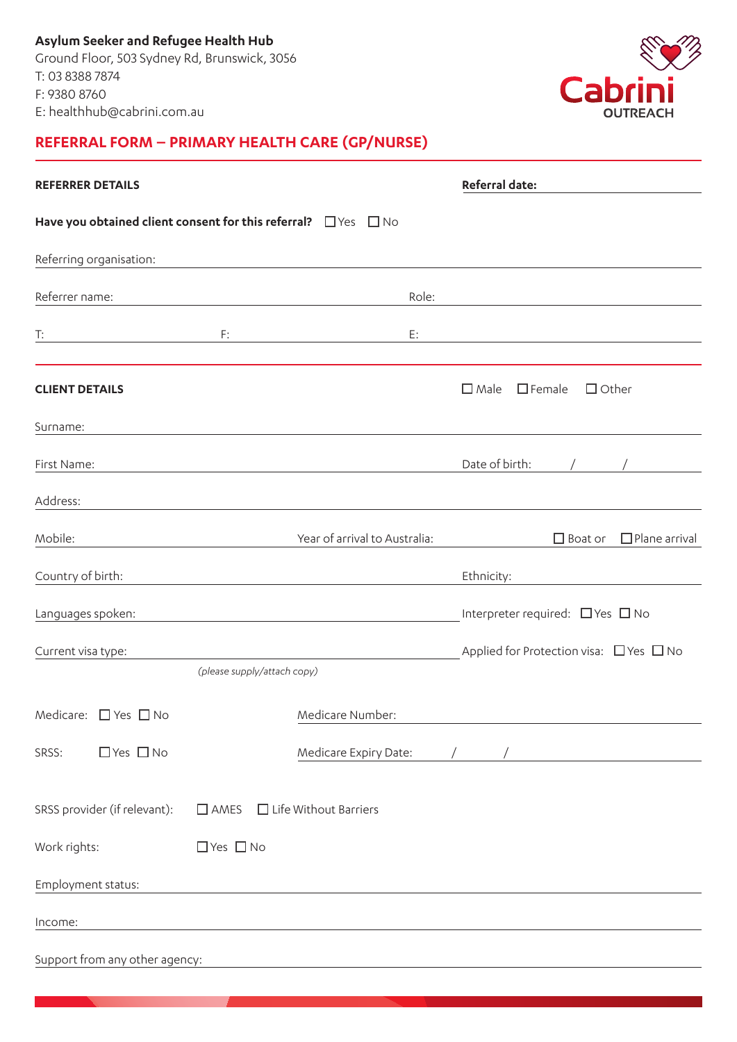**Asylum Seeker and Refugee Health Hub**
Ground Floor, 503 Sydney Rd, Brunswick, 3056
T: 03 8388 7874
F: 9380 8760
E: healthhub@cabrini.com.au

Cabrini OUTREACH

## REFERRAL FORM – PRIMARY HEALTH CARE (GP/NURSE)

**REFERRER DETAILS** **Referral date:** \_\_\_\_\_\_\_\_\_\_

**Have you obtained client consent for this referral?** ☐ Yes ☐ No

Referring organisation: \_\_\_\_\_\_\_\_\_\_

Referrer name: \_\_\_\_\_\_\_\_\_\_ Role: \_\_\_\_\_\_\_\_\_\_

T: \_\_\_\_\_\_\_\_\_\_ F: \_\_\_\_\_\_\_\_\_\_ E: \_\_\_\_\_\_\_\_\_\_

**CLIENT DETAILS** ☐ Male ☐ Female ☐ Other

Surname: \_\_\_\_\_\_\_\_\_\_

First Name: \_\_\_\_\_\_\_\_\_\_ Date of birth: \_\_\_\_ / \_\_\_\_ / \_\_\_\_

Address: \_\_\_\_\_\_\_\_\_\_

Mobile: \_\_\_\_\_\_\_\_\_\_ Year of arrival to Australia: \_\_\_\_\_\_\_\_\_\_ ☐ Boat or ☐ Plane arrival

Country of birth: \_\_\_\_\_\_\_\_\_\_ Ethnicity: \_\_\_\_\_\_\_\_\_\_

Languages spoken: \_\_\_\_\_\_\_\_\_\_ Interpreter required: ☐ Yes ☐ No

Current visa type: \_\_\_\_\_\_\_\_\_\_ Applied for Protection visa: ☐ Yes ☐ No
*(please supply/attach copy)*

Medicare: ☐ Yes ☐ No Medicare Number: \_\_\_\_\_\_\_\_\_\_

SRSS: ☐ Yes ☐ No Medicare Expiry Date: \_\_\_\_ / \_\_\_\_ / \_\_\_\_

SRSS provider (if relevant): ☐ AMES ☐ Life Without Barriers

Work rights: ☐ Yes ☐ No

Employment status: \_\_\_\_\_\_\_\_\_\_

Income: \_\_\_\_\_\_\_\_\_\_

Support from any other agency: \_\_\_\_\_\_\_\_\_\_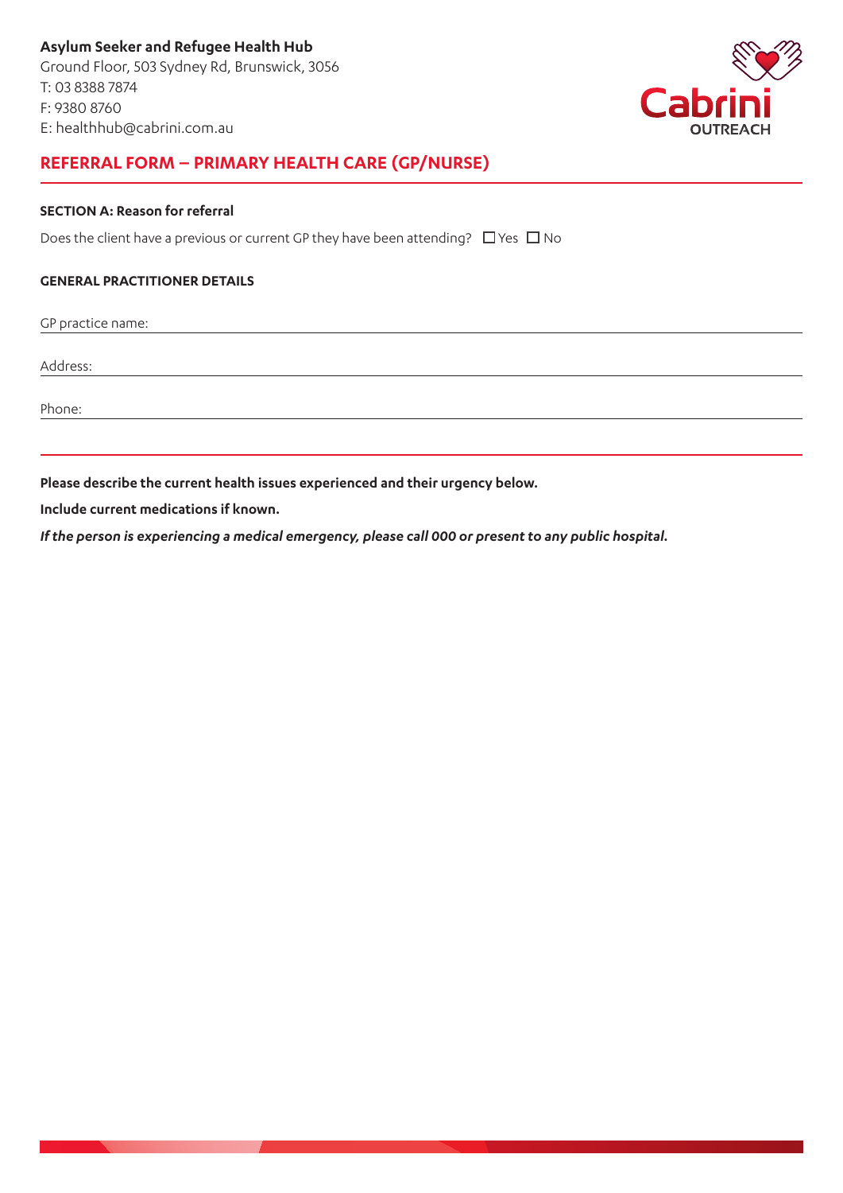**Asylum Seeker and Refugee Health Hub**
Ground Floor, 503 Sydney Rd, Brunswick, 3056
T: 03 8388 7874
F: 9380 8760
E: healthhub@cabrini.com.au

Cabrini
OUTREACH

## REFERRAL FORM – PRIMARY HEALTH CARE (GP/NURSE)

**SECTION A: Reason for referral**

Does the client have a previous or current GP they have been attending? ☐ Yes ☐ No

**GENERAL PRACTITIONER DETAILS**

GP practice name:

Address:

Phone:

**Please describe the current health issues experienced and their urgency below.**

**Include current medications if known.**

***If the person is experiencing a medical emergency, please call 000 or present to any public hospital.***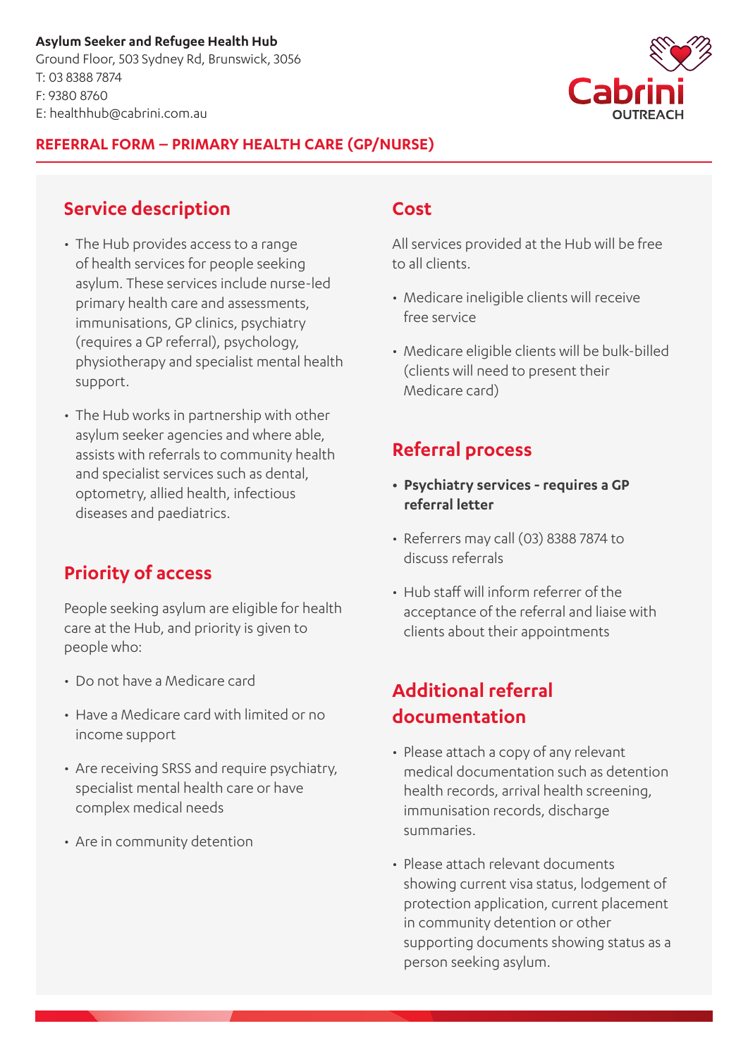**Asylum Seeker and Refugee Health Hub**
Ground Floor, 503 Sydney Rd, Brunswick, 3056
T: 03 8388 7874
F: 9380 8760
E: healthhub@cabrini.com.au

Cabrini OUTREACH

**REFERRAL FORM – PRIMARY HEALTH CARE (GP/NURSE)**

## Service description

- The Hub provides access to a range of health services for people seeking asylum. These services include nurse-led primary health care and assessments, immunisations, GP clinics, psychiatry (requires a GP referral), psychology, physiotherapy and specialist mental health support.
- The Hub works in partnership with other asylum seeker agencies and where able, assists with referrals to community health and specialist services such as dental, optometry, allied health, infectious diseases and paediatrics.

## Priority of access

People seeking asylum are eligible for health care at the Hub, and priority is given to people who:

- Do not have a Medicare card
- Have a Medicare card with limited or no income support
- Are receiving SRSS and require psychiatry, specialist mental health care or have complex medical needs
- Are in community detention

## Cost

All services provided at the Hub will be free to all clients.

- Medicare ineligible clients will receive free service
- Medicare eligible clients will be bulk-billed (clients will need to present their Medicare card)

## Referral process

- **Psychiatry services - requires a GP referral letter**
- Referrers may call (03) 8388 7874 to discuss referrals
- Hub staff will inform referrer of the acceptance of the referral and liaise with clients about their appointments

## Additional referral documentation

- Please attach a copy of any relevant medical documentation such as detention health records, arrival health screening, immunisation records, discharge summaries.
- Please attach relevant documents showing current visa status, lodgement of protection application, current placement in community detention or other supporting documents showing status as a person seeking asylum.